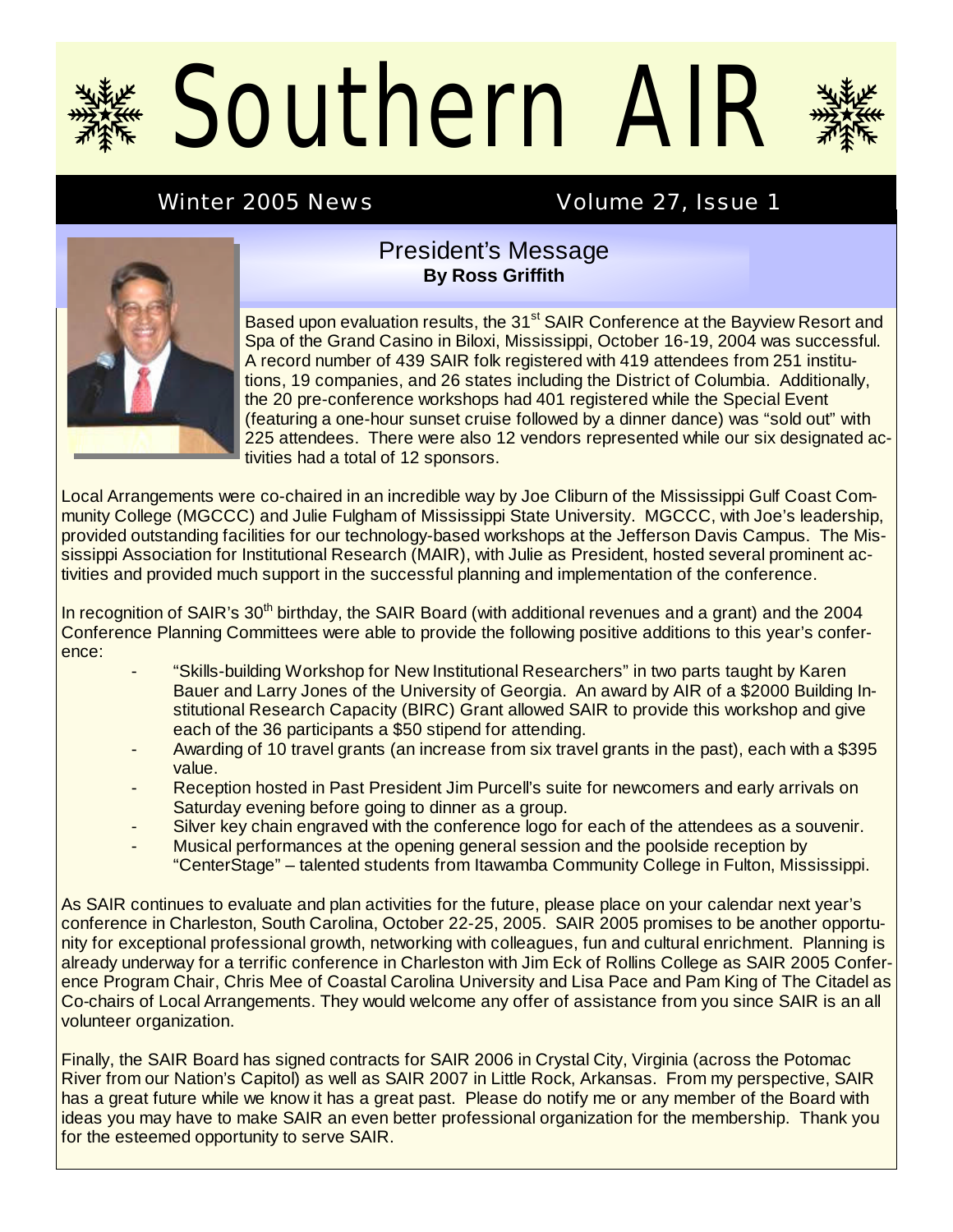# Southern AIR

**Winter 2005 News** Volume 27, Issue 1

## President's Message

**By Ross Griffith**

Based upon evaluation results, the 31st SAIR Conference at the Bayview Resort and Spa of the Grand Casino in Biloxi, Mississippi, October 16-19, 2004 was successful. A record number of 439 SAIR folk registered with 419 attendees from 251 institutions, 19 companies, and 26 states including the District of Columbia. Additionally, the 20 pre-conference workshops had 401 registered while the Special Event (featuring a one-hour sunset cruise followed by a dinner dance) was "sold out" with 225 attendees. There were also 12 vendors represented while our six designated activities had a total of 12 sponsors.

Local Arrangements were co-chaired in an incredible way by Joe Cliburn of the Mississippi Gulf Coast Community College (MGCCC) and Julie Fulgham of Mississippi State University. MGCCC, with Joe's leadership, provided outstanding facilities for our technology-based workshops at the Jefferson Davis Campus. The Mississippi Association for Institutional Research (MAIR), with Julie as President, hosted several prominent activities and provided much support in the successful planning and implementation of the conference.

In recognition of SAIR's 30th birthday, the SAIR Board (with additional revenues and a grant) and the 2004 Conference Planning Committees were able to provide the following positive additions to this year's conference:

- "Skills-building Workshop for New Institutional Researchers" in two parts taught by Karen Bauer and Larry Jones of the University of Georgia. An award by AIR of a $2000 Building Institutional Research Capacity (BIRC) Grant allowed SAIR to provide this workshop and give each of the 36 participants a $50 stipend for attending.
- Awarding of 10 travel grants (an increase from six travel grants in the past), each with a $395 value.
- Reception hosted in Past President Jim Purcell's suite for newcomers and early arrivals on Saturday evening before going to dinner as a group.
- Silver key chain engraved with the conference logo for each of the attendees as a souvenir.
- Musical performances at the opening general session and the poolside reception by "CenterStage" – talented students from Itawamba Community College in Fulton, Mississippi.

As SAIR continues to evaluate and plan activities for the future, please place on your calendar next year's conference in Charleston, South Carolina, October 22-25, 2005. SAIR 2005 promises to be another opportunity for exceptional professional growth, networking with colleagues, fun and cultural enrichment. Planning is already underway for a terrific conference in Charleston with Jim Eck of Rollins College as SAIR 2005 Conference Program Chair, Chris Mee of Coastal Carolina University and Lisa Pace and Pam King of The Citadel as Co-chairs of Local Arrangements. They would welcome any offer of assistance from you since SAIR is an all volunteer organization.

Finally, the SAIR Board has signed contracts for SAIR 2006 in Crystal City, Virginia (across the Potomac River from our Nation's Capitol) as well as SAIR 2007 in Little Rock, Arkansas. From my perspective, SAIR has a great future while we know it has a great past. Please do notify me or any member of the Board with ideas you may have to make SAIR an even better professional organization for the membership. Thank you for the esteemed opportunity to serve SAIR.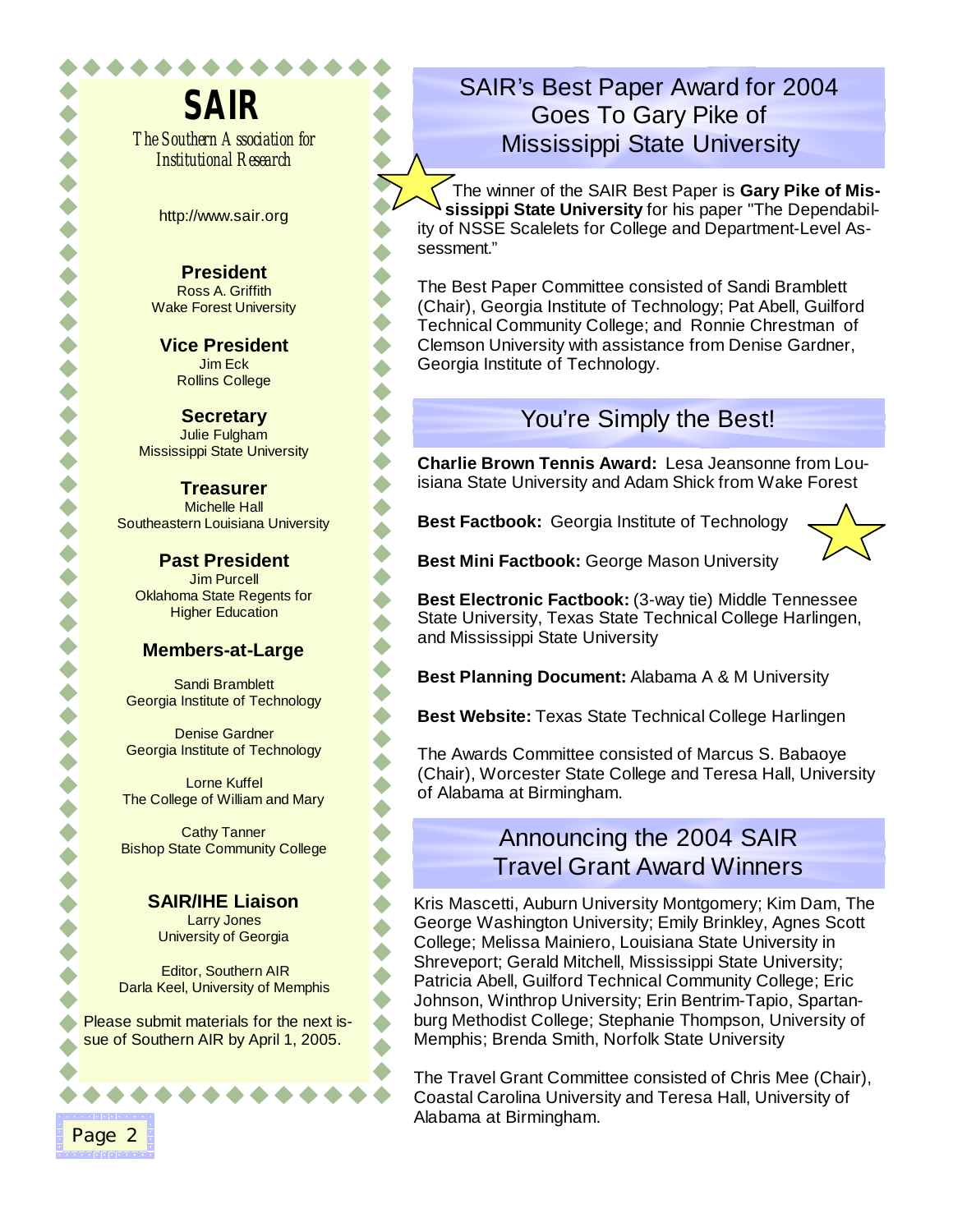# SAIR

*The Southern Association for Institutional Research*

http://www.sair.org

**President**
Ross A. Griffith
Wake Forest University

**Vice President**
Jim Eck
Rollins College

**Secretary**
Julie Fulgham
Mississippi State University

**Treasurer**
Michelle Hall
Southeastern Louisiana University

**Past President**
Jim Purcell
Oklahoma State Regents for Higher Education

**Members-at-Large**

Sandi Bramblett
Georgia Institute of Technology

Denise Gardner
Georgia Institute of Technology

Lorne Kuffel
The College of William and Mary

Cathy Tanner
Bishop State Community College

**SAIR/IHE Liaison**
Larry Jones
University of Georgia

Editor, Southern AIR
Darla Keel, University of Memphis

Please submit materials for the next issue of Southern AIR by April 1, 2005.

## SAIR's Best Paper Award for 2004 Goes To Gary Pike of Mississippi State University

The winner of the SAIR Best Paper is **Gary Pike of Mississippi State University** for his paper "The Dependability of NSSE Scalelets for College and Department-Level Assessment."

The Best Paper Committee consisted of Sandi Bramblett (Chair), Georgia Institute of Technology; Pat Abell, Guilford Technical Community College; and Ronnie Chrestman of Clemson University with assistance from Denise Gardner, Georgia Institute of Technology.

## You're Simply the Best!

**Charlie Brown Tennis Award:** Lesa Jeansonne from Louisiana State University and Adam Shick from Wake Forest

**Best Factbook:** Georgia Institute of Technology

**Best Mini Factbook:** George Mason University

**Best Electronic Factbook:** (3-way tie) Middle Tennessee State University, Texas State Technical College Harlingen, and Mississippi State University

**Best Planning Document:** Alabama A & M University

**Best Website:** Texas State Technical College Harlingen

The Awards Committee consisted of Marcus S. Babaoye (Chair), Worcester State College and Teresa Hall, University of Alabama at Birmingham.

## Announcing the 2004 SAIR Travel Grant Award Winners

Kris Mascetti, Auburn University Montgomery; Kim Dam, The George Washington University; Emily Brinkley, Agnes Scott College; Melissa Mainiero, Louisiana State University in Shreveport; Gerald Mitchell, Mississippi State University; Patricia Abell, Guilford Technical Community College; Eric Johnson, Winthrop University; Erin Bentrim-Tapio, Spartanburg Methodist College; Stephanie Thompson, University of Memphis; Brenda Smith, Norfolk State University

The Travel Grant Committee consisted of Chris Mee (Chair), Coastal Carolina University and Teresa Hall, University of Alabama at Birmingham.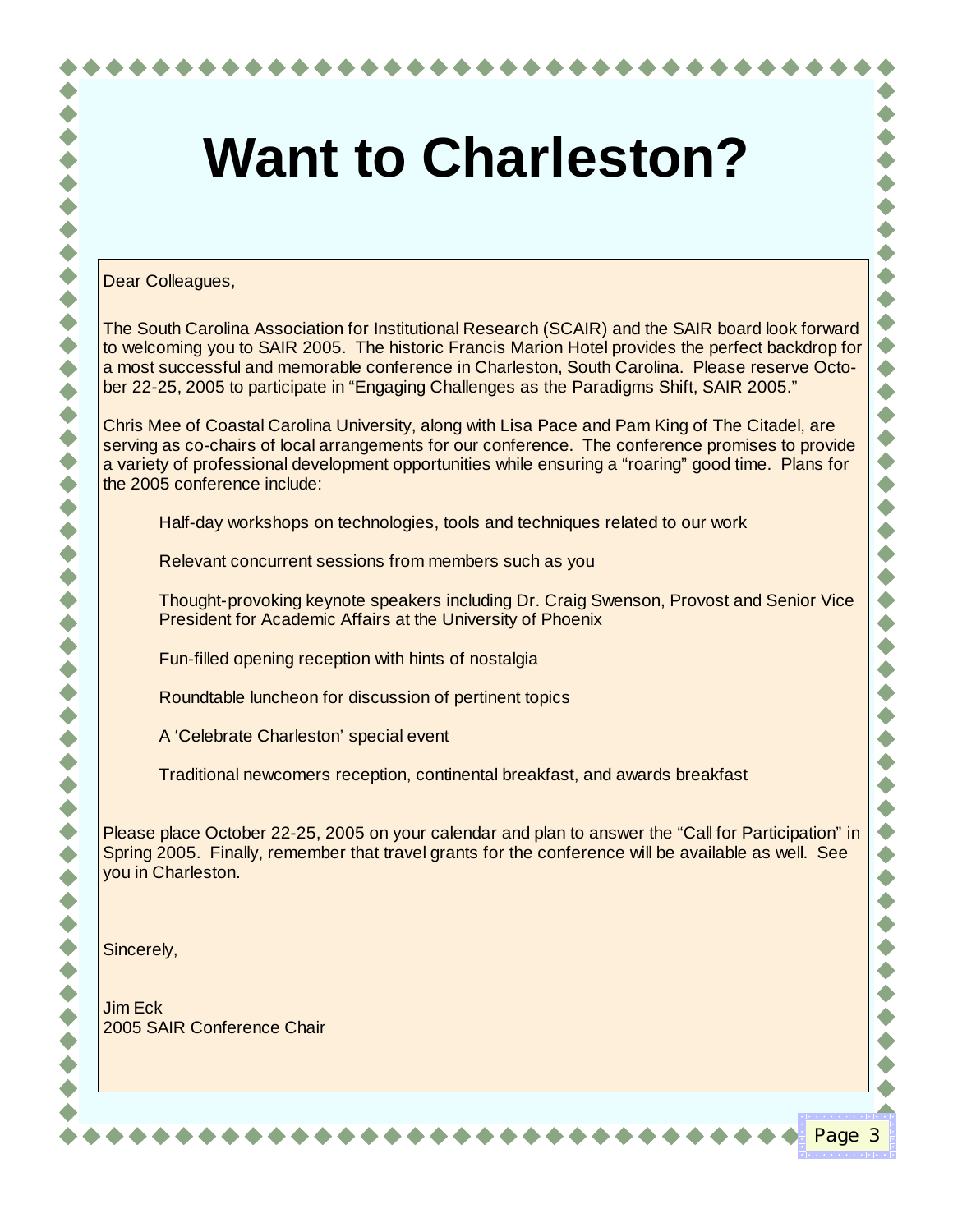# Want to Charleston?

Dear Colleagues,

The South Carolina Association for Institutional Research (SCAIR) and the SAIR board look forward to welcoming you to SAIR 2005. The historic Francis Marion Hotel provides the perfect backdrop for a most successful and memorable conference in Charleston, South Carolina. Please reserve October 22-25, 2005 to participate in "Engaging Challenges as the Paradigms Shift, SAIR 2005."

Chris Mee of Coastal Carolina University, along with Lisa Pace and Pam King of The Citadel, are serving as co-chairs of local arrangements for our conference. The conference promises to provide a variety of professional development opportunities while ensuring a "roaring" good time. Plans for the 2005 conference include:

- Half-day workshops on technologies, tools and techniques related to our work
- Relevant concurrent sessions from members such as you
- Thought-provoking keynote speakers including Dr. Craig Swenson, Provost and Senior Vice President for Academic Affairs at the University of Phoenix
- Fun-filled opening reception with hints of nostalgia
- Roundtable luncheon for discussion of pertinent topics
- A 'Celebrate Charleston' special event
- Traditional newcomers reception, continental breakfast, and awards breakfast

Please place October 22-25, 2005 on your calendar and plan to answer the "Call for Participation" in Spring 2005. Finally, remember that travel grants for the conference will be available as well. See you in Charleston.

Sincerely,

Jim Eck
2005 SAIR Conference Chair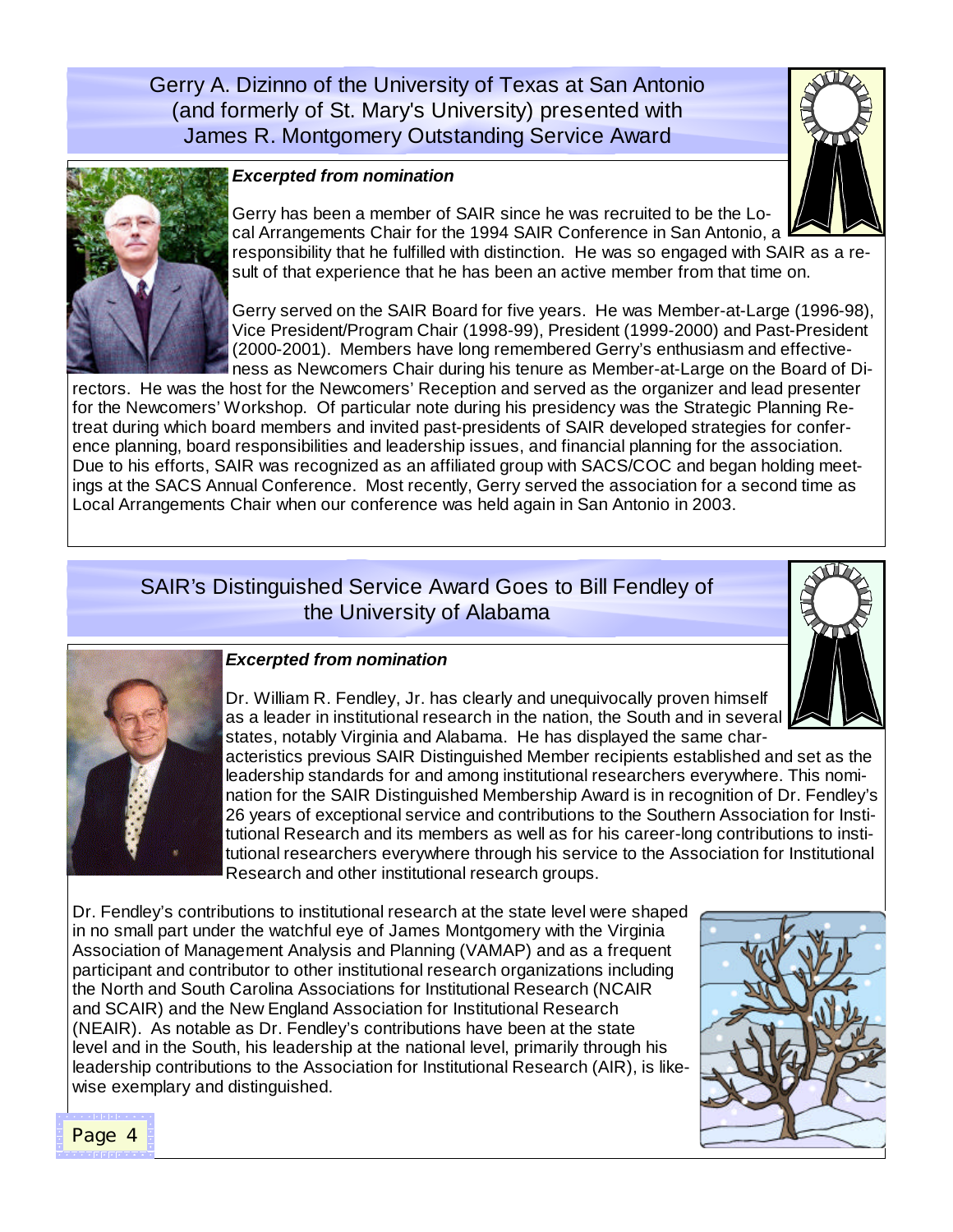## Gerry A. Dizinno of the University of Texas at San Antonio (and formerly of St. Mary's University) presented with James R. Montgomery Outstanding Service Award

***Excerpted from nomination***

Gerry has been a member of SAIR since he was recruited to be the Local Arrangements Chair for the 1994 SAIR Conference in San Antonio, a responsibility that he fulfilled with distinction. He was so engaged with SAIR as a result of that experience that he has been an active member from that time on.

Gerry served on the SAIR Board for five years. He was Member-at-Large (1996-98), Vice President/Program Chair (1998-99), President (1999-2000) and Past-President (2000-2001). Members have long remembered Gerry's enthusiasm and effectiveness as Newcomers Chair during his tenure as Member-at-Large on the Board of Directors. He was the host for the Newcomers' Reception and served as the organizer and lead presenter for the Newcomers' Workshop. Of particular note during his presidency was the Strategic Planning Retreat during which board members and invited past-presidents of SAIR developed strategies for conference planning, board responsibilities and leadership issues, and financial planning for the association. Due to his efforts, SAIR was recognized as an affiliated group with SACS/COC and began holding meetings at the SACS Annual Conference. Most recently, Gerry served the association for a second time as Local Arrangements Chair when our conference was held again in San Antonio in 2003.

## SAIR's Distinguished Service Award Goes to Bill Fendley of the University of Alabama

***Excerpted from nomination***

Dr. William R. Fendley, Jr. has clearly and unequivocally proven himself as a leader in institutional research in the nation, the South and in several states, notably Virginia and Alabama. He has displayed the same characteristics previous SAIR Distinguished Member recipients established and set as the leadership standards for and among institutional researchers everywhere. This nomination for the SAIR Distinguished Membership Award is in recognition of Dr. Fendley's 26 years of exceptional service and contributions to the Southern Association for Institutional Research and its members as well as for his career-long contributions to institutional researchers everywhere through his service to the Association for Institutional Research and other institutional research groups.

Dr. Fendley's contributions to institutional research at the state level were shaped in no small part under the watchful eye of James Montgomery with the Virginia Association of Management Analysis and Planning (VAMAP) and as a frequent participant and contributor to other institutional research organizations including the North and South Carolina Associations for Institutional Research (NCAIR and SCAIR) and the New England Association for Institutional Research (NEAIR). As notable as Dr. Fendley's contributions have been at the state level and in the South, his leadership at the national level, primarily through his leadership contributions to the Association for Institutional Research (AIR), is likewise exemplary and distinguished.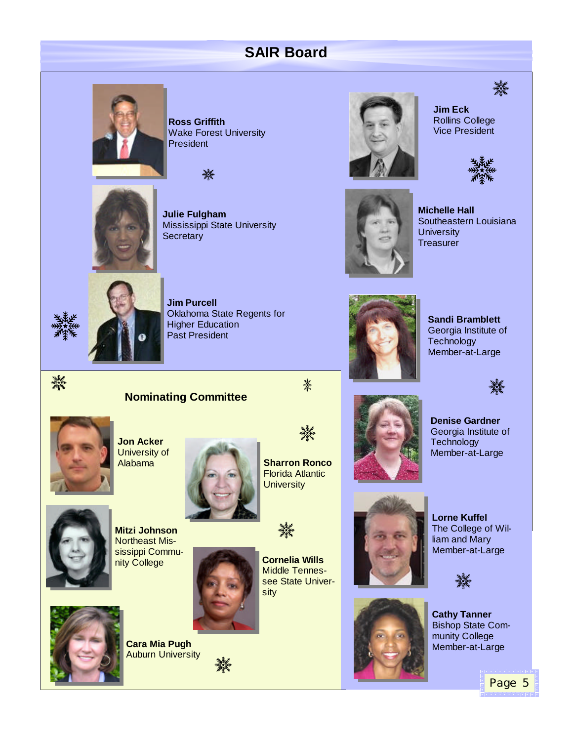# SAIR Board

**Ross Griffith**
Wake Forest University
President

**Julie Fulgham**
Mississippi State University
Secretary

**Jim Purcell**
Oklahoma State Regents for Higher Education
Past President

**Jim Eck**
Rollins College
Vice President

**Michelle Hall**
Southeastern Louisiana University
Treasurer

**Sandi Bramblett**
Georgia Institute of Technology
Member-at-Large

**Denise Gardner**
Georgia Institute of Technology
Member-at-Large

**Lorne Kuffel**
The College of William and Mary
Member-at-Large

**Cathy Tanner**
Bishop State Community College
Member-at-Large

## Nominating Committee

**Jon Acker**
University of Alabama

**Sharron Ronco**
Florida Atlantic University

**Mitzi Johnson**
Northeast Mississippi Community College

**Cornelia Wills**
Middle Tennessee State University

**Cara Mia Pugh**
Auburn University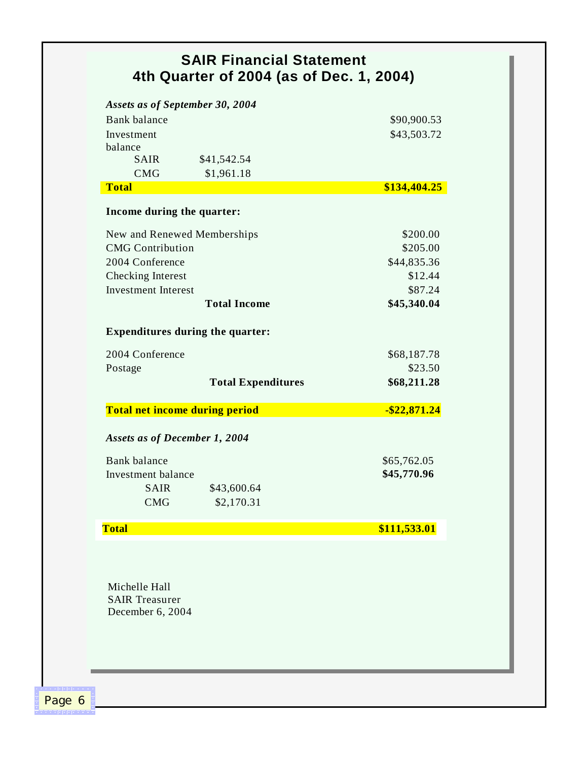# SAIR Financial Statement
# 4th Quarter of 2004 (as of Dec. 1, 2004)

***Assets as of September 30, 2004***

| | | |
|---|---|---|
| Bank balance | | $90,900.53 |
| Investment balance | | $43,503.72 |
| SAIR | $41,542.54 | |
| CMG | $1,961.18 | |
| **Total** | | **$134,404.25** |

**Income during the quarter:**

| | |
|---|---|
| New and Renewed Memberships | $200.00 |
| CMG Contribution | $205.00 |
| 2004 Conference | $44,835.36 |
| Checking Interest | $12.44 |
| Investment Interest | $87.24 |
| **Total Income** | **$45,340.04** |

**Expenditures during the quarter:**

| | |
|---|---|
| 2004 Conference | $68,187.78 |
| Postage | $23.50 |
| **Total Expenditures** | **$68,211.28** |

| | |
|---|---|
| **Total net income during period** | **-$22,871.24** |

***Assets as of December 1, 2004***

| | | |
|---|---|---|
| Bank balance | | $65,762.05 |
| Investment balance | | **$45,770.96** |
| SAIR | $43,600.64 | |
| CMG | $2,170.31 | |
| **Total** | | **$111,533.01** |

Michelle Hall
SAIR Treasurer
December 6, 2004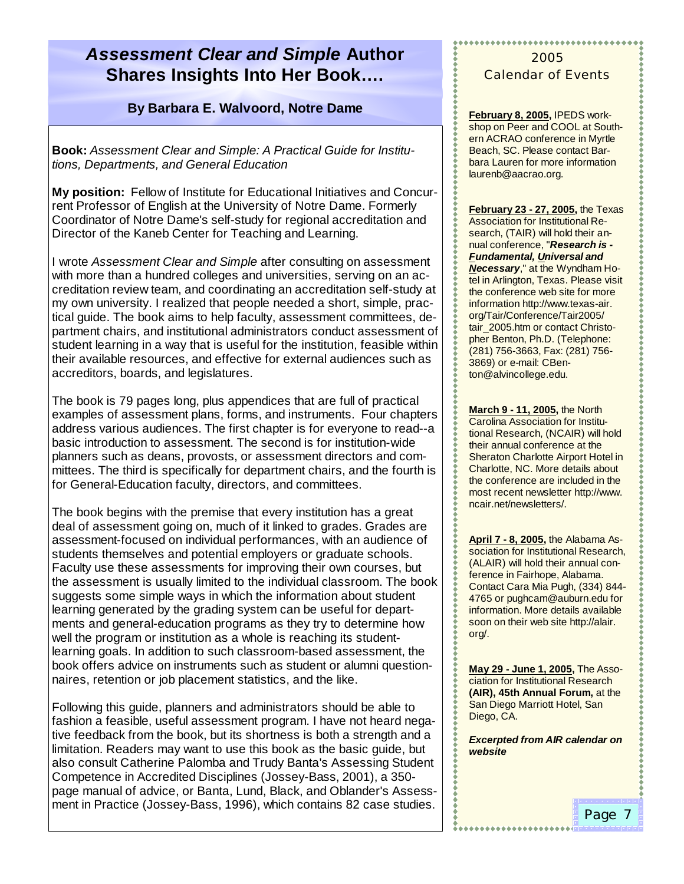# *Assessment Clear and Simple* Author Shares Insights Into Her Book….

**By Barbara E. Walvoord, Notre Dame**

**Book:** *Assessment Clear and Simple: A Practical Guide for Institutions, Departments, and General Education*

**My position:** Fellow of Institute for Educational Initiatives and Concurrent Professor of English at the University of Notre Dame. Formerly Coordinator of Notre Dame's self-study for regional accreditation and Director of the Kaneb Center for Teaching and Learning.

I wrote *Assessment Clear and Simple* after consulting on assessment with more than a hundred colleges and universities, serving on an accreditation review team, and coordinating an accreditation self-study at my own university. I realized that people needed a short, simple, practical guide. The book aims to help faculty, assessment committees, department chairs, and institutional administrators conduct assessment of student learning in a way that is useful for the institution, feasible within their available resources, and effective for external audiences such as accreditors, boards, and legislatures.

The book is 79 pages long, plus appendices that are full of practical examples of assessment plans, forms, and instruments. Four chapters address various audiences. The first chapter is for everyone to read--a basic introduction to assessment. The second is for institution-wide planners such as deans, provosts, or assessment directors and committees. The third is specifically for department chairs, and the fourth is for General-Education faculty, directors, and committees.

The book begins with the premise that every institution has a great deal of assessment going on, much of it linked to grades. Grades are assessment-focused on individual performances, with an audience of students themselves and potential employers or graduate schools. Faculty use these assessments for improving their own courses, but the assessment is usually limited to the individual classroom. The book suggests some simple ways in which the information about student learning generated by the grading system can be useful for departments and general-education programs as they try to determine how well the program or institution as a whole is reaching its student-learning goals. In addition to such classroom-based assessment, the book offers advice on instruments such as student or alumni questionnaires, retention or job placement statistics, and the like.

Following this guide, planners and administrators should be able to fashion a feasible, useful assessment program. I have not heard negative feedback from the book, but its shortness is both a strength and a limitation. Readers may want to use this book as the basic guide, but also consult Catherine Palomba and Trudy Banta's Assessing Student Competence in Accredited Disciplines (Jossey-Bass, 2001), a 350-page manual of advice, or Banta, Lund, Black, and Oblander's Assessment in Practice (Jossey-Bass, 1996), which contains 82 case studies.

## 2005 Calendar of Events

**February 8, 2005,** IPEDS workshop on Peer and COOL at Southern ACRAO conference in Myrtle Beach, SC. Please contact Barbara Lauren for more information laurenb@aacrao.org.

**February 23 - 27, 2005,** the Texas Association for Institutional Research, (TAIR) will hold their annual conference, "***Research is - Fundamental, Universal and Necessary***," at the Wyndham Hotel in Arlington, Texas. Please visit the conference web site for more information http://www.texas-air.org/Tair/Conference/Tair2005/tair_2005.htm or contact Christopher Benton, Ph.D. (Telephone: (281) 756-3663, Fax: (281) 756-3869) or e-mail: CBenton@alvincollege.edu.

**March 9 - 11, 2005,** the North Carolina Association for Institutional Research, (NCAIR) will hold their annual conference at the Sheraton Charlotte Airport Hotel in Charlotte, NC. More details about the conference are included in the most recent newsletter http://www.ncair.net/newsletters/.

**April 7 - 8, 2005,** the Alabama Association for Institutional Research, (ALAIR) will hold their annual conference in Fairhope, Alabama. Contact Cara Mia Pugh, (334) 844-4765 or pughcam@auburn.edu for information. More details available soon on their web site http://alair.org/.

**May 29 - June 1, 2005,** The Association for Institutional Research **(AIR), 45th Annual Forum,** at the San Diego Marriott Hotel, San Diego, CA.

***Excerpted from AIR calendar on website***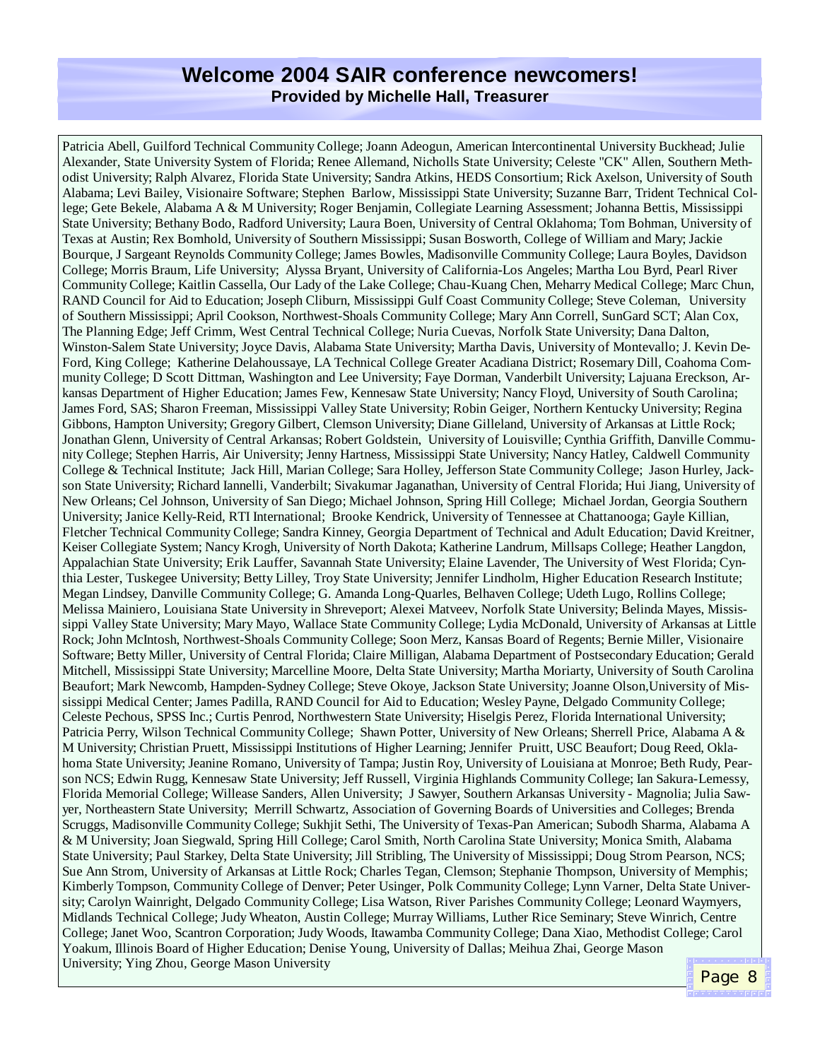# Welcome 2004 SAIR conference newcomers!

**Provided by Michelle Hall, Treasurer**

Patricia Abell, Guilford Technical Community College; Joann Adeogun, American Intercontinental University Buckhead; Julie Alexander, State University System of Florida; Renee Allemand, Nicholls State University; Celeste "CK" Allen, Southern Methodist University; Ralph Alvarez, Florida State University; Sandra Atkins, HEDS Consortium; Rick Axelson, University of South Alabama; Levi Bailey, Visionaire Software; Stephen Barlow, Mississippi State University; Suzanne Barr, Trident Technical College; Gete Bekele, Alabama A & M University; Roger Benjamin, Collegiate Learning Assessment; Johanna Bettis, Mississippi State University; Bethany Bodo, Radford University; Laura Boen, University of Central Oklahoma; Tom Bohman, University of Texas at Austin; Rex Bomhold, University of Southern Mississippi; Susan Bosworth, College of William and Mary; Jackie Bourque, J Sargeant Reynolds Community College; James Bowles, Madisonville Community College; Laura Boyles, Davidson College; Morris Braum, Life University; Alyssa Bryant, University of California-Los Angeles; Martha Lou Byrd, Pearl River Community College; Kaitlin Cassella, Our Lady of the Lake College; Chau-Kuang Chen, Meharry Medical College; Marc Chun, RAND Council for Aid to Education; Joseph Cliburn, Mississippi Gulf Coast Community College; Steve Coleman, University of Southern Mississippi; April Cookson, Northwest-Shoals Community College; Mary Ann Correll, SunGard SCT; Alan Cox, The Planning Edge; Jeff Crimm, West Central Technical College; Nuria Cuevas, Norfolk State University; Dana Dalton, Winston-Salem State University; Joyce Davis, Alabama State University; Martha Davis, University of Montevallo; J. Kevin DeFord, King College; Katherine Delahoussaye, LA Technical College Greater Acadiana District; Rosemary Dill, Coahoma Community College; D Scott Dittman, Washington and Lee University; Faye Dorman, Vanderbilt University; Lajuana Ereckson, Arkansas Department of Higher Education; James Few, Kennesaw State University; Nancy Floyd, University of South Carolina; James Ford, SAS; Sharon Freeman, Mississippi Valley State University; Robin Geiger, Northern Kentucky University; Regina Gibbons, Hampton University; Gregory Gilbert, Clemson University; Diane Gilleland, University of Arkansas at Little Rock; Jonathan Glenn, University of Central Arkansas; Robert Goldstein, University of Louisville; Cynthia Griffith, Danville Community College; Stephen Harris, Air University; Jenny Hartness, Mississippi State University; Nancy Hatley, Caldwell Community College & Technical Institute; Jack Hill, Marian College; Sara Holley, Jefferson State Community College; Jason Hurley, Jackson State University; Richard Iannelli, Vanderbilt; Sivakumar Jaganathan, University of Central Florida; Hui Jiang, University of New Orleans; Cel Johnson, University of San Diego; Michael Johnson, Spring Hill College; Michael Jordan, Georgia Southern University; Janice Kelly-Reid, RTI International; Brooke Kendrick, University of Tennessee at Chattanooga; Gayle Killian, Fletcher Technical Community College; Sandra Kinney, Georgia Department of Technical and Adult Education; David Kreitner, Keiser Collegiate System; Nancy Krogh, University of North Dakota; Katherine Landrum, Millsaps College; Heather Langdon, Appalachian State University; Erik Lauffer, Savannah State University; Elaine Lavender, The University of West Florida; Cynthia Lester, Tuskegee University; Betty Lilley, Troy State University; Jennifer Lindholm, Higher Education Research Institute; Megan Lindsey, Danville Community College; G. Amanda Long-Quarles, Belhaven College; Udeth Lugo, Rollins College; Melissa Mainiero, Louisiana State University in Shreveport; Alexei Matveev, Norfolk State University; Belinda Mayes, Mississippi Valley State University; Mary Mayo, Wallace State Community College; Lydia McDonald, University of Arkansas at Little Rock; John McIntosh, Northwest-Shoals Community College; Soon Merz, Kansas Board of Regents; Bernie Miller, Visionaire Software; Betty Miller, University of Central Florida; Claire Milligan, Alabama Department of Postsecondary Education; Gerald Mitchell, Mississippi State University; Marcelline Moore, Delta State University; Martha Moriarty, University of South Carolina Beaufort; Mark Newcomb, Hampden-Sydney College; Steve Okoye, Jackson State University; Joanne Olson,University of Mississippi Medical Center; James Padilla, RAND Council for Aid to Education; Wesley Payne, Delgado Community College; Celeste Pechous, SPSS Inc.; Curtis Penrod, Northwestern State University; Hiselgis Perez, Florida International University; Patricia Perry, Wilson Technical Community College; Shawn Potter, University of New Orleans; Sherrell Price, Alabama A & M University; Christian Pruett, Mississippi Institutions of Higher Learning; Jennifer Pruitt, USC Beaufort; Doug Reed, Oklahoma State University; Jeanine Romano, University of Tampa; Justin Roy, University of Louisiana at Monroe; Beth Rudy, Pearson NCS; Edwin Rugg, Kennesaw State University; Jeff Russell, Virginia Highlands Community College; Ian Sakura-Lemessy, Florida Memorial College; Willease Sanders, Allen University; J Sawyer, Southern Arkansas University - Magnolia; Julia Sawyer, Northeastern State University; Merrill Schwartz, Association of Governing Boards of Universities and Colleges; Brenda Scruggs, Madisonville Community College; Sukhjit Sethi, The University of Texas-Pan American; Subodh Sharma, Alabama A & M University; Joan Siegwald, Spring Hill College; Carol Smith, North Carolina State University; Monica Smith, Alabama State University; Paul Starkey, Delta State University; Jill Stribling, The University of Mississippi; Doug Strom Pearson, NCS; Sue Ann Strom, University of Arkansas at Little Rock; Charles Tegan, Clemson; Stephanie Thompson, University of Memphis; Kimberly Tompson, Community College of Denver; Peter Usinger, Polk Community College; Lynn Varner, Delta State University; Carolyn Wainright, Delgado Community College; Lisa Watson, River Parishes Community College; Leonard Waymyers, Midlands Technical College; Judy Wheaton, Austin College; Murray Williams, Luther Rice Seminary; Steve Winrich, Centre College; Janet Woo, Scantron Corporation; Judy Woods, Itawamba Community College; Dana Xiao, Methodist College; Carol Yoakum, Illinois Board of Higher Education; Denise Young, University of Dallas; Meihua Zhai, George Mason University; Ying Zhou, George Mason University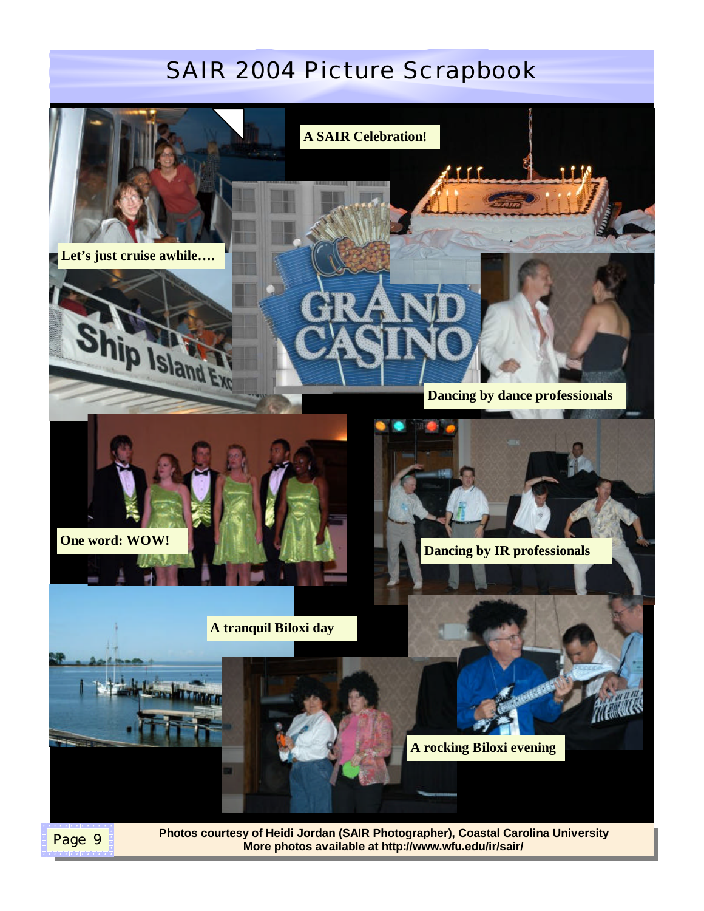# SAIR 2004 Picture Scrapbook

Let's just cruise awhile….

A SAIR Celebration!

Dancing by dance professionals

One word: WOW!

Dancing by IR professionals

A tranquil Biloxi day

A rocking Biloxi evening

**Photos courtesy of Heidi Jordan (SAIR Photographer), Coastal Carolina University**
**More photos available at http://www.wfu.edu/ir/sair/**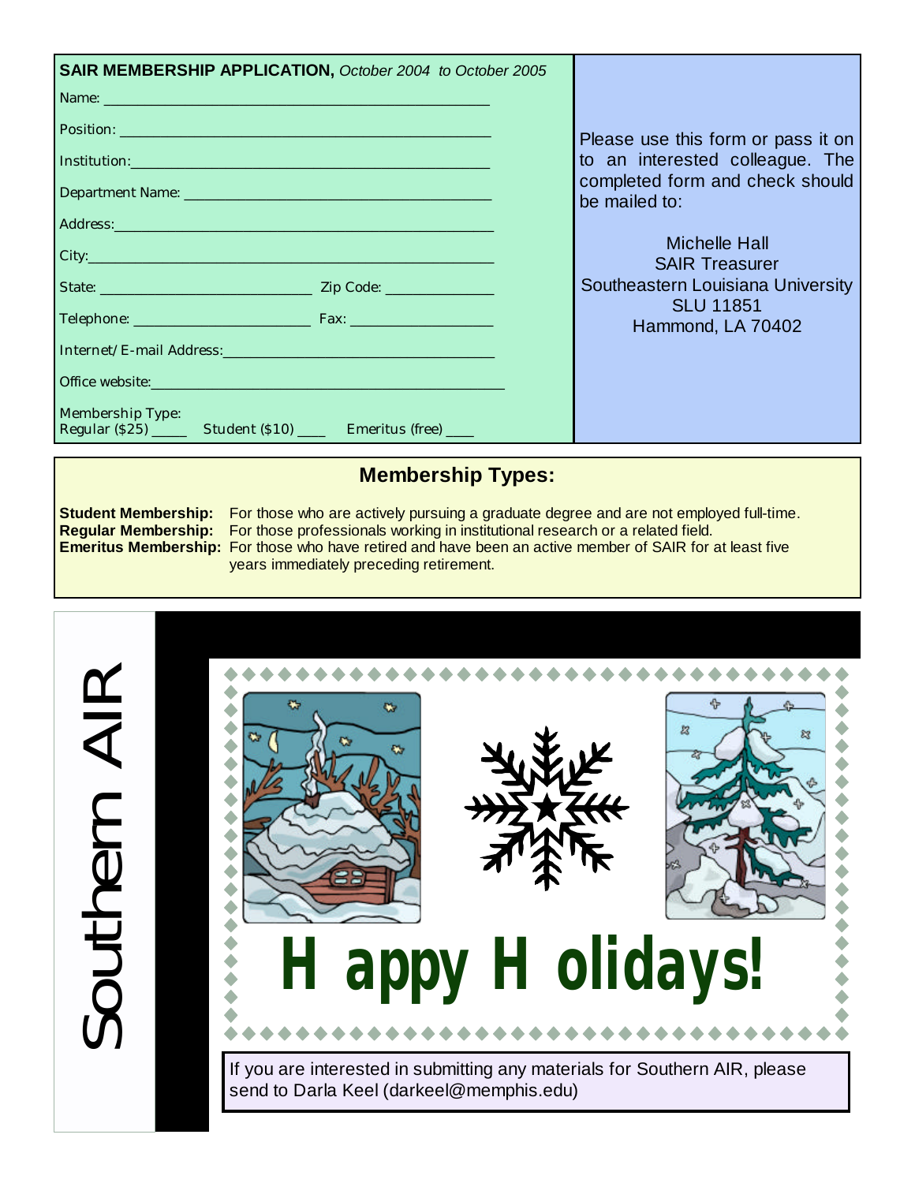## SAIR MEMBERSHIP APPLICATION, *October 2004 to October 2005*

Name: ____________________________________________

Position: ____________________________________________

Institution: ____________________________________________

Department Name: ____________________________________________

Address: ____________________________________________

City: ____________________________________________

State: ________________________ Zip Code: ____________

Telephone: ____________________ Fax: ________________

Internet/E-mail Address: ______________________________

Office website: ____________________________________________

Membership Type:
Regular ($25) _____ Student ($10) ____ Emeritus (free) ____

Please use this form or pass it on to an interested colleague. The completed form and check should be mailed to:

Michelle Hall
SAIR Treasurer
Southeastern Louisiana University
SLU 11851
Hammond, LA 70402

## Membership Types:

**Student Membership:** For those who are actively pursuing a graduate degree and are not employed full-time.
**Regular Membership:** For those professionals working in institutional research or a related field.
**Emeritus Membership:** For those who have retired and have been an active member of SAIR for at least five years immediately preceding retirement.

Southern AIR

# Happy Holidays!

If you are interested in submitting any materials for Southern AIR, please send to Darla Keel (darkeel@memphis.edu)